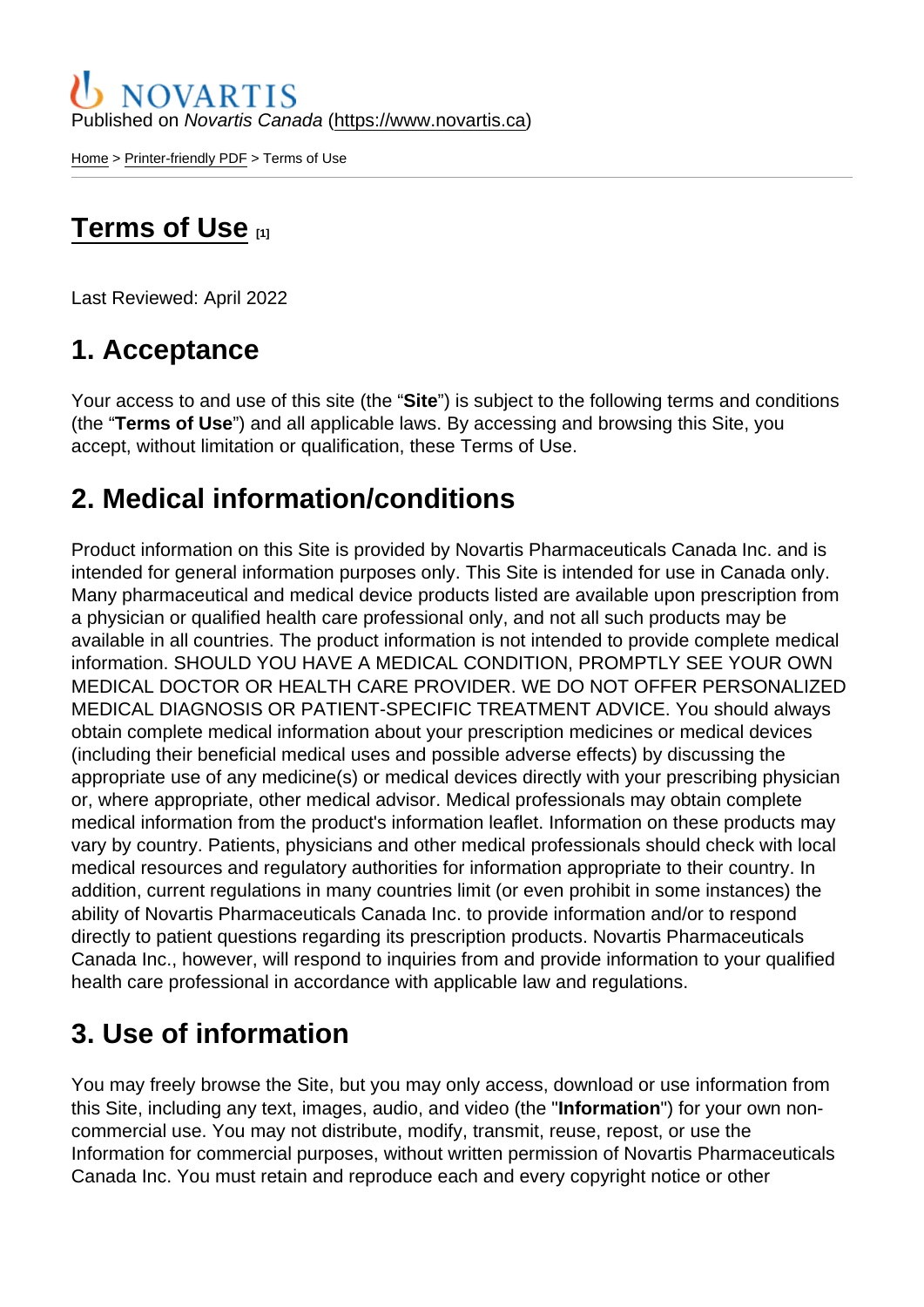NOVARTIS

Published on *Novartis Canada* (https://www.novartis.ca)

Home > Printer-friendly PDF > Terms of Use

# Terms of Use [1]

Last Reviewed: April 2022

## 1. Acceptance

Your access to and use of this site (the "**Site**") is subject to the following terms and conditions (the "**Terms of Use**") and all applicable laws. By accessing and browsing this Site, you accept, without limitation or qualification, these Terms of Use.

## 2. Medical information/conditions

Product information on this Site is provided by Novartis Pharmaceuticals Canada Inc. and is intended for general information purposes only. This Site is intended for use in Canada only. Many pharmaceutical and medical device products listed are available upon prescription from a physician or qualified health care professional only, and not all such products may be available in all countries. The product information is not intended to provide complete medical information. SHOULD YOU HAVE A MEDICAL CONDITION, PROMPTLY SEE YOUR OWN MEDICAL DOCTOR OR HEALTH CARE PROVIDER. WE DO NOT OFFER PERSONALIZED MEDICAL DIAGNOSIS OR PATIENT-SPECIFIC TREATMENT ADVICE. You should always obtain complete medical information about your prescription medicines or medical devices (including their beneficial medical uses and possible adverse effects) by discussing the appropriate use of any medicine(s) or medical devices directly with your prescribing physician or, where appropriate, other medical advisor. Medical professionals may obtain complete medical information from the product's information leaflet. Information on these products may vary by country. Patients, physicians and other medical professionals should check with local medical resources and regulatory authorities for information appropriate to their country. In addition, current regulations in many countries limit (or even prohibit in some instances) the ability of Novartis Pharmaceuticals Canada Inc. to provide information and/or to respond directly to patient questions regarding its prescription products. Novartis Pharmaceuticals Canada Inc., however, will respond to inquiries from and provide information to your qualified health care professional in accordance with applicable law and regulations.

## 3. Use of information

You may freely browse the Site, but you may only access, download or use information from this Site, including any text, images, audio, and video (the "**Information**") for your own non-commercial use. You may not distribute, modify, transmit, reuse, repost, or use the Information for commercial purposes, without written permission of Novartis Pharmaceuticals Canada Inc. You must retain and reproduce each and every copyright notice or other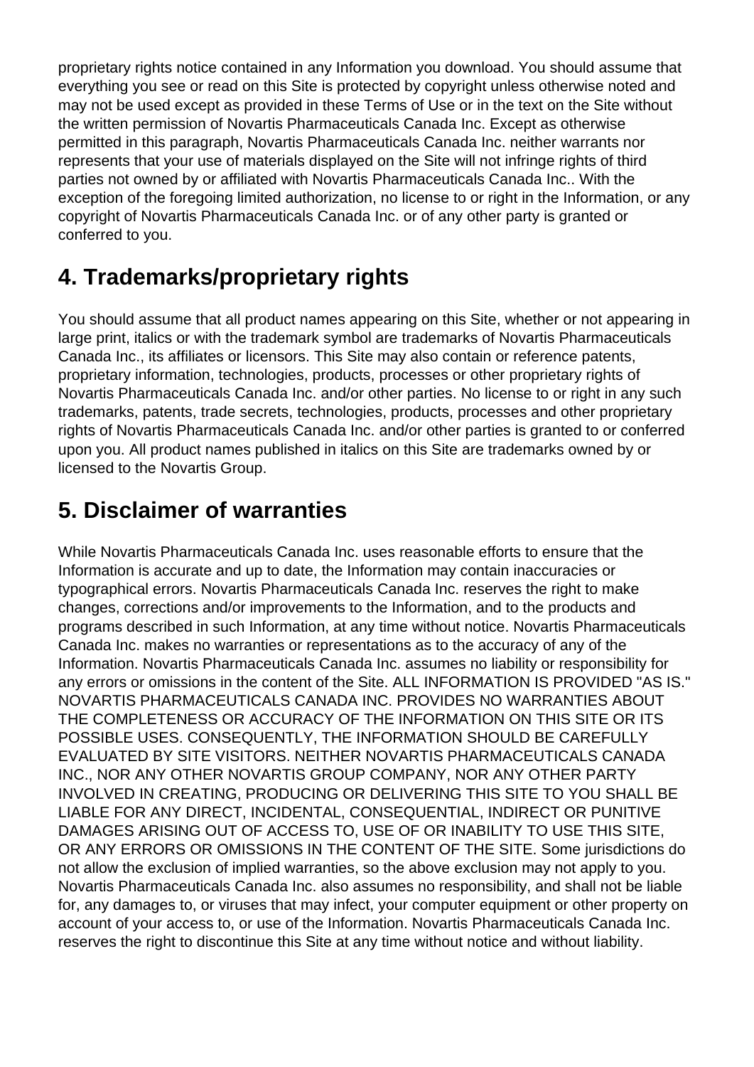proprietary rights notice contained in any Information you download. You should assume that everything you see or read on this Site is protected by copyright unless otherwise noted and may not be used except as provided in these Terms of Use or in the text on the Site without the written permission of Novartis Pharmaceuticals Canada Inc. Except as otherwise permitted in this paragraph, Novartis Pharmaceuticals Canada Inc. neither warrants nor represents that your use of materials displayed on the Site will not infringe rights of third parties not owned by or affiliated with Novartis Pharmaceuticals Canada Inc.. With the exception of the foregoing limited authorization, no license to or right in the Information, or any copyright of Novartis Pharmaceuticals Canada Inc. or of any other party is granted or conferred to you.

## 4. Trademarks/proprietary rights

You should assume that all product names appearing on this Site, whether or not appearing in large print, italics or with the trademark symbol are trademarks of Novartis Pharmaceuticals Canada Inc., its affiliates or licensors. This Site may also contain or reference patents, proprietary information, technologies, products, processes or other proprietary rights of Novartis Pharmaceuticals Canada Inc. and/or other parties. No license to or right in any such trademarks, patents, trade secrets, technologies, products, processes and other proprietary rights of Novartis Pharmaceuticals Canada Inc. and/or other parties is granted to or conferred upon you. All product names published in italics on this Site are trademarks owned by or licensed to the Novartis Group.

## 5. Disclaimer of warranties

While Novartis Pharmaceuticals Canada Inc. uses reasonable efforts to ensure that the Information is accurate and up to date, the Information may contain inaccuracies or typographical errors. Novartis Pharmaceuticals Canada Inc. reserves the right to make changes, corrections and/or improvements to the Information, and to the products and programs described in such Information, at any time without notice. Novartis Pharmaceuticals Canada Inc. makes no warranties or representations as to the accuracy of any of the Information. Novartis Pharmaceuticals Canada Inc. assumes no liability or responsibility for any errors or omissions in the content of the Site. ALL INFORMATION IS PROVIDED "AS IS." NOVARTIS PHARMACEUTICALS CANADA INC. PROVIDES NO WARRANTIES ABOUT THE COMPLETENESS OR ACCURACY OF THE INFORMATION ON THIS SITE OR ITS POSSIBLE USES. CONSEQUENTLY, THE INFORMATION SHOULD BE CAREFULLY EVALUATED BY SITE VISITORS. NEITHER NOVARTIS PHARMACEUTICALS CANADA INC., NOR ANY OTHER NOVARTIS GROUP COMPANY, NOR ANY OTHER PARTY INVOLVED IN CREATING, PRODUCING OR DELIVERING THIS SITE TO YOU SHALL BE LIABLE FOR ANY DIRECT, INCIDENTAL, CONSEQUENTIAL, INDIRECT OR PUNITIVE DAMAGES ARISING OUT OF ACCESS TO, USE OF OR INABILITY TO USE THIS SITE, OR ANY ERRORS OR OMISSIONS IN THE CONTENT OF THE SITE. Some jurisdictions do not allow the exclusion of implied warranties, so the above exclusion may not apply to you. Novartis Pharmaceuticals Canada Inc. also assumes no responsibility, and shall not be liable for, any damages to, or viruses that may infect, your computer equipment or other property on account of your access to, or use of the Information. Novartis Pharmaceuticals Canada Inc. reserves the right to discontinue this Site at any time without notice and without liability.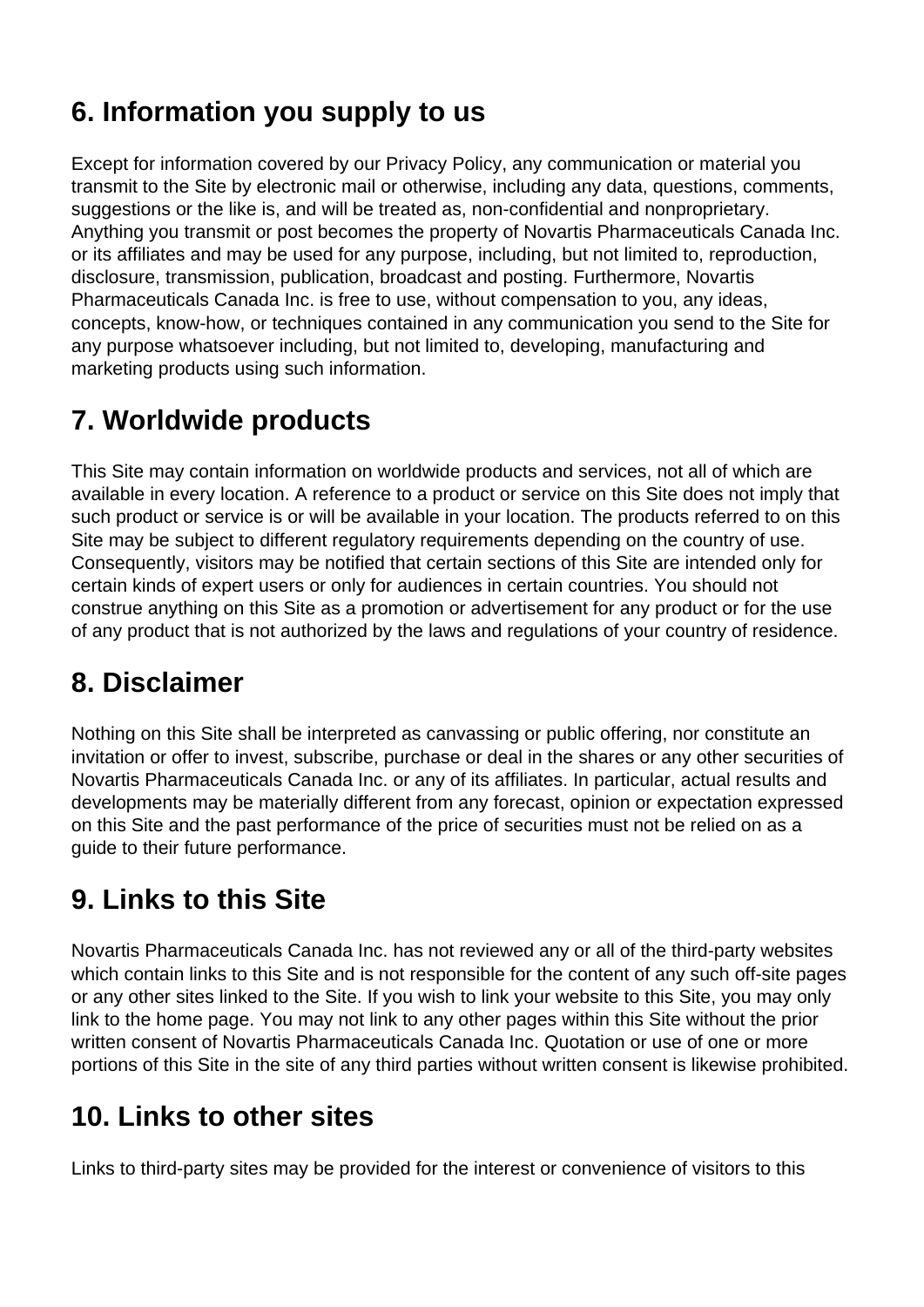## 6. Information you supply to us

Except for information covered by our Privacy Policy, any communication or material you transmit to the Site by electronic mail or otherwise, including any data, questions, comments, suggestions or the like is, and will be treated as, non-confidential and nonproprietary. Anything you transmit or post becomes the property of Novartis Pharmaceuticals Canada Inc. or its affiliates and may be used for any purpose, including, but not limited to, reproduction, disclosure, transmission, publication, broadcast and posting. Furthermore, Novartis Pharmaceuticals Canada Inc. is free to use, without compensation to you, any ideas, concepts, know-how, or techniques contained in any communication you send to the Site for any purpose whatsoever including, but not limited to, developing, manufacturing and marketing products using such information.

## 7. Worldwide products

This Site may contain information on worldwide products and services, not all of which are available in every location. A reference to a product or service on this Site does not imply that such product or service is or will be available in your location. The products referred to on this Site may be subject to different regulatory requirements depending on the country of use. Consequently, visitors may be notified that certain sections of this Site are intended only for certain kinds of expert users or only for audiences in certain countries. You should not construe anything on this Site as a promotion or advertisement for any product or for the use of any product that is not authorized by the laws and regulations of your country of residence.

## 8. Disclaimer

Nothing on this Site shall be interpreted as canvassing or public offering, nor constitute an invitation or offer to invest, subscribe, purchase or deal in the shares or any other securities of Novartis Pharmaceuticals Canada Inc. or any of its affiliates. In particular, actual results and developments may be materially different from any forecast, opinion or expectation expressed on this Site and the past performance of the price of securities must not be relied on as a guide to their future performance.

## 9. Links to this Site

Novartis Pharmaceuticals Canada Inc. has not reviewed any or all of the third-party websites which contain links to this Site and is not responsible for the content of any such off-site pages or any other sites linked to the Site. If you wish to link your website to this Site, you may only link to the home page. You may not link to any other pages within this Site without the prior written consent of Novartis Pharmaceuticals Canada Inc. Quotation or use of one or more portions of this Site in the site of any third parties without written consent is likewise prohibited.

## 10. Links to other sites

Links to third-party sites may be provided for the interest or convenience of visitors to this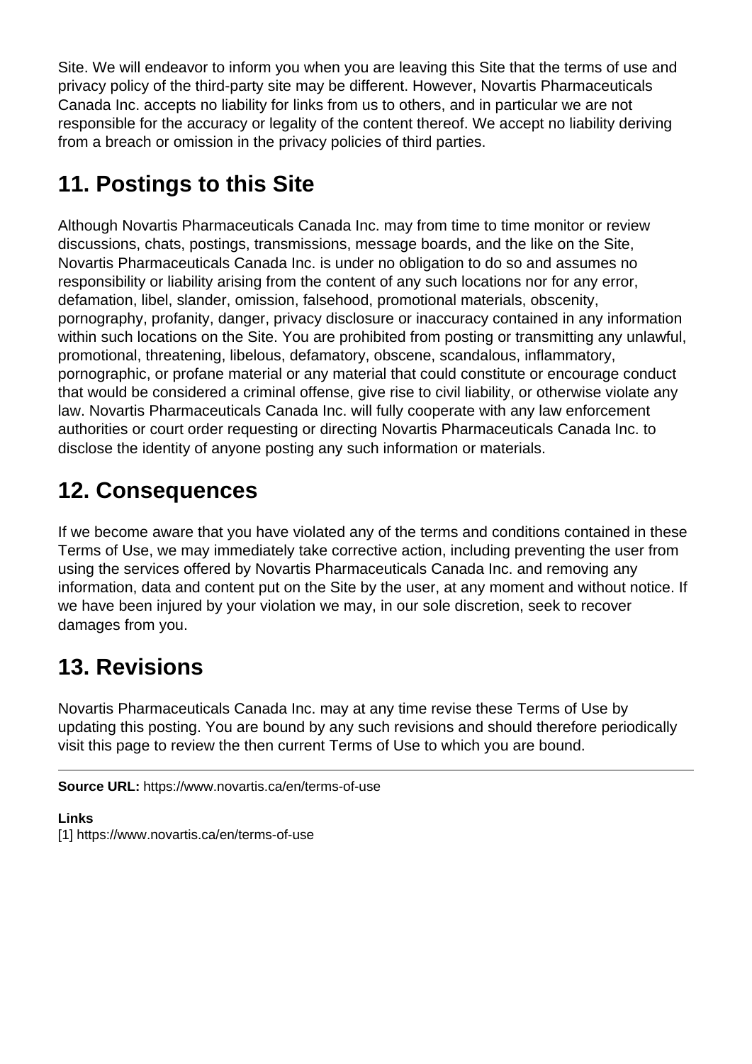Site. We will endeavor to inform you when you are leaving this Site that the terms of use and privacy policy of the third-party site may be different. However, Novartis Pharmaceuticals Canada Inc. accepts no liability for links from us to others, and in particular we are not responsible for the accuracy or legality of the content thereof. We accept no liability deriving from a breach or omission in the privacy policies of third parties.

## 11. Postings to this Site

Although Novartis Pharmaceuticals Canada Inc. may from time to time monitor or review discussions, chats, postings, transmissions, message boards, and the like on the Site, Novartis Pharmaceuticals Canada Inc. is under no obligation to do so and assumes no responsibility or liability arising from the content of any such locations nor for any error, defamation, libel, slander, omission, falsehood, promotional materials, obscenity, pornography, profanity, danger, privacy disclosure or inaccuracy contained in any information within such locations on the Site. You are prohibited from posting or transmitting any unlawful, promotional, threatening, libelous, defamatory, obscene, scandalous, inflammatory, pornographic, or profane material or any material that could constitute or encourage conduct that would be considered a criminal offense, give rise to civil liability, or otherwise violate any law. Novartis Pharmaceuticals Canada Inc. will fully cooperate with any law enforcement authorities or court order requesting or directing Novartis Pharmaceuticals Canada Inc. to disclose the identity of anyone posting any such information or materials.

## 12. Consequences

If we become aware that you have violated any of the terms and conditions contained in these Terms of Use, we may immediately take corrective action, including preventing the user from using the services offered by Novartis Pharmaceuticals Canada Inc. and removing any information, data and content put on the Site by the user, at any moment and without notice. If we have been injured by your violation we may, in our sole discretion, seek to recover damages from you.

## 13. Revisions

Novartis Pharmaceuticals Canada Inc. may at any time revise these Terms of Use by updating this posting. You are bound by any such revisions and should therefore periodically visit this page to review the then current Terms of Use to which you are bound.

---

**Source URL:** https://www.novartis.ca/en/terms-of-use

**Links**
[1] https://www.novartis.ca/en/terms-of-use